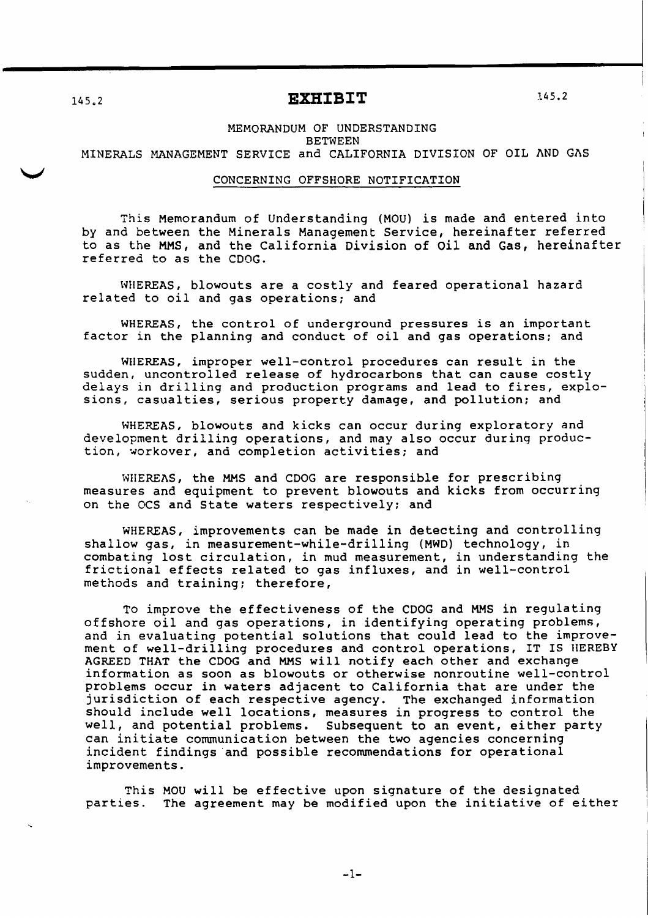# EXHIBIT

145.2 145.2

MEMORANDUM OF UNDERSTANDING
BETWEEN
MINERALS MANAGEMENT SERVICE and CALIFORNIA DIVISION OF OIL AND GAS

CONCERNING OFFSHORE NOTIFICATION

This Memorandum of Understanding (MOU) is made and entered into by and between the Minerals Management Service, hereinafter referred to as the MMS, and the California Division of Oil and Gas, hereinafter referred to as the CDOG.

WHEREAS, blowouts are a costly and feared operational hazard related to oil and gas operations; and

WHEREAS, the control of underground pressures is an important factor in the planning and conduct of oil and gas operations; and

WHEREAS, improper well-control procedures can result in the sudden, uncontrolled release of hydrocarbons that can cause costly delays in drilling and production programs and lead to fires, explosions, casualties, serious property damage, and pollution; and

WHEREAS, blowouts and kicks can occur during exploratory and development drilling operations, and may also occur during production, workover, and completion activities; and

WHEREAS, the MMS and CDOG are responsible for prescribing measures and equipment to prevent blowouts and kicks from occurring on the OCS and State waters respectively; and

WHEREAS, improvements can be made in detecting and controlling shallow gas, in measurement-while-drilling (MWD) technology, in combating lost circulation, in mud measurement, in understanding the frictional effects related to gas influxes, and in well-control methods and training; therefore,

To improve the effectiveness of the CDOG and MMS in regulating offshore oil and gas operations, in identifying operating problems, and in evaluating potential solutions that could lead to the improvement of well-drilling procedures and control operations, IT IS HEREBY AGREED THAT the CDOG and MMS will notify each other and exchange information as soon as blowouts or otherwise nonroutine well-control problems occur in waters adjacent to California that are under the jurisdiction of each respective agency. The exchanged information should include well locations, measures in progress to control the well, and potential problems. Subsequent to an event, either party can initiate communication between the two agencies concerning incident findings and possible recommendations for operational improvements.

This MOU will be effective upon signature of the designated parties. The agreement may be modified upon the initiative of either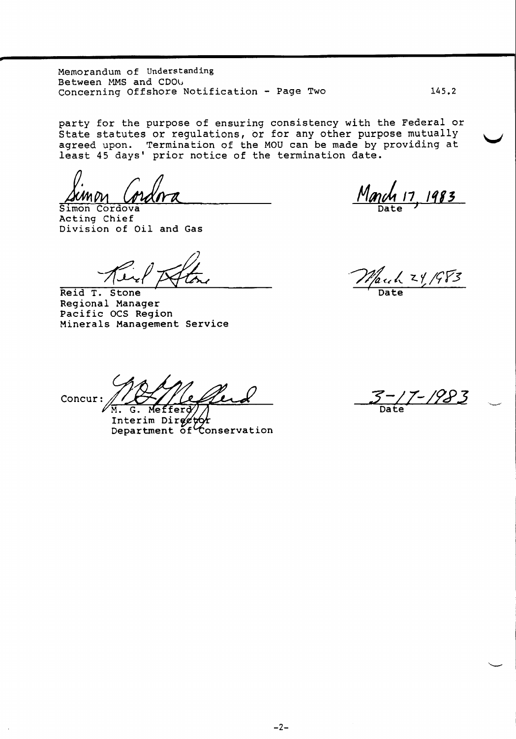Memorandum of Understanding
Between MMS and CDOG
Concerning Offshore Notification - Page Two

145.2

party for the purpose of ensuring consistency with the Federal or State statutes or regulations, or for any other purpose mutually agreed upon. Termination of the MOU can be made by providing at least 45 days' prior notice of the termination date.

Simon Cordova
Acting Chief
Division of Oil and Gas

March 17, 1983
Date

Reid T. Stone
Regional Manager
Pacific OCS Region
Minerals Management Service

March 24, 1983
Date

Concur:
M. G. Mefferd
Interim Director
Department of Conservation

3-17-1983
Date